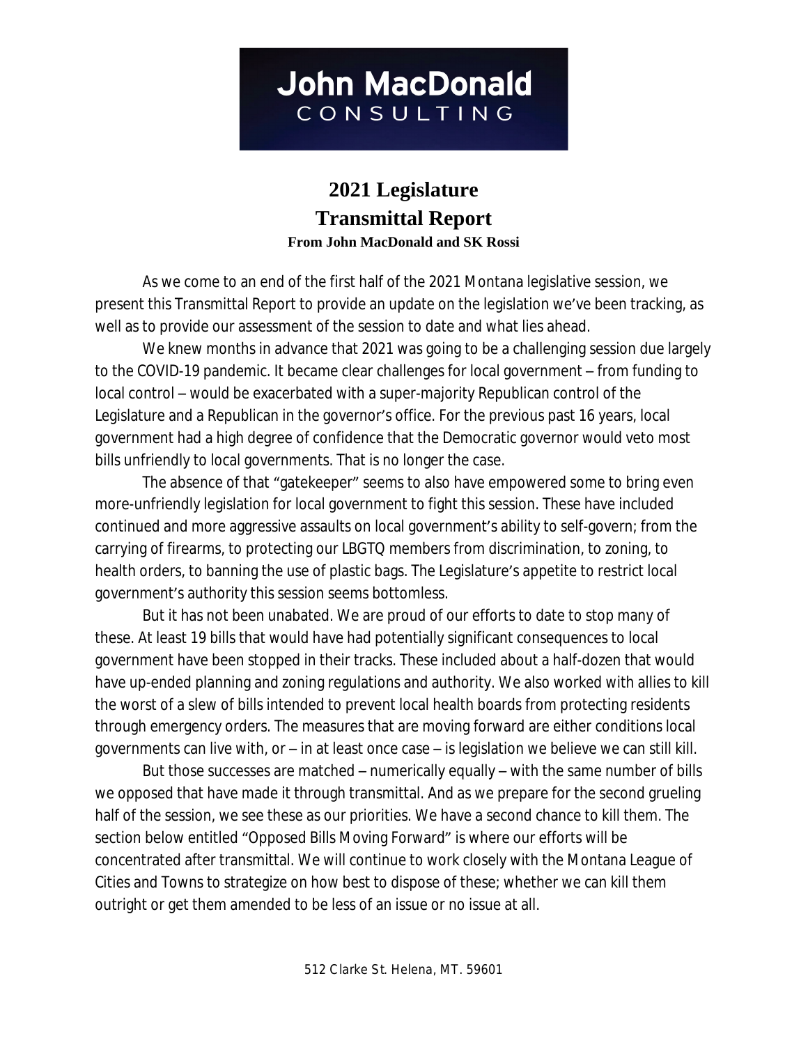**John MacDonald**
**CONSULTING**

# 2021 Legislature
# Transmittal Report

**From John MacDonald and SK Rossi**

As we come to an end of the first half of the 2021 Montana legislative session, we present this Transmittal Report to provide an update on the legislation we've been tracking, as well as to provide our assessment of the session to date and what lies ahead.

We knew months in advance that 2021 was going to be a challenging session due largely to the COVID-19 pandemic. It became clear challenges for local government – from funding to local control – would be exacerbated with a super-majority Republican control of the Legislature and a Republican in the governor's office. For the previous past 16 years, local government had a high degree of confidence that the Democratic governor would veto most bills unfriendly to local governments. That is no longer the case.

The absence of that "gatekeeper" seems to also have empowered some to bring even more-unfriendly legislation for local government to fight this session. These have included continued and more aggressive assaults on local government's ability to self-govern; from the carrying of firearms, to protecting our LBGTQ members from discrimination, to zoning, to health orders, to banning the use of plastic bags. The Legislature's appetite to restrict local government's authority this session seems bottomless.

But it has not been unabated. We are proud of our efforts to date to stop many of these. At least 19 bills that would have had potentially significant consequences to local government have been stopped in their tracks. These included about a half-dozen that would have up-ended planning and zoning regulations and authority. We also worked with allies to kill the worst of a slew of bills intended to prevent local health boards from protecting residents through emergency orders. The measures that are moving forward are either conditions local governments can live with, or – in at least once case – is legislation we believe we can still kill.

But those successes are matched – numerically equally – with the same number of bills we opposed that have made it through transmittal. And as we prepare for the second grueling half of the session, we see these as our priorities. We have a second chance to kill them. The section below entitled "Opposed Bills Moving Forward" is where our efforts will be concentrated after transmittal. We will continue to work closely with the Montana League of Cities and Towns to strategize on how best to dispose of these; whether we can kill them outright or get them amended to be less of an issue or no issue at all.

512 Clarke St. Helena, MT. 59601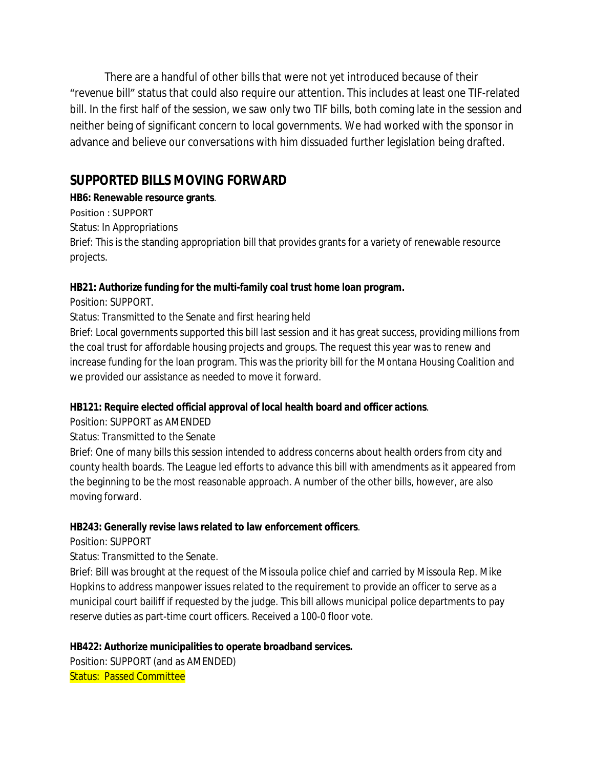There are a handful of other bills that were not yet introduced because of their "revenue bill" status that could also require our attention. This includes at least one TIF-related bill. In the first half of the session, we saw only two TIF bills, both coming late in the session and neither being of significant concern to local governments. We had worked with the sponsor in advance and believe our conversations with him dissuaded further legislation being drafted.

## SUPPORTED BILLS MOVING FORWARD

**HB6: Renewable resource grants**.

Position : SUPPORT

Status: In Appropriations

Brief: This is the standing appropriation bill that provides grants for a variety of renewable resource projects.

**HB21: Authorize funding for the multi-family coal trust home loan program.**

Position: SUPPORT.

Status: Transmitted to the Senate and first hearing held

Brief: Local governments supported this bill last session and it has great success, providing millions from the coal trust for affordable housing projects and groups. The request this year was to renew and increase funding for the loan program. This was the priority bill for the Montana Housing Coalition and we provided our assistance as needed to move it forward.

**HB121: Require elected official approval of local health board and officer actions**.

Position: SUPPORT as AMENDED

Status: Transmitted to the Senate

Brief: One of many bills this session intended to address concerns about health orders from city and county health boards. The League led efforts to advance this bill with amendments as it appeared from the beginning to be the most reasonable approach. A number of the other bills, however, are also moving forward.

**HB243: Generally revise laws related to law enforcement officers**.

Position: SUPPORT

Status: Transmitted to the Senate.

Brief: Bill was brought at the request of the Missoula police chief and carried by Missoula Rep. Mike Hopkins to address manpower issues related to the requirement to provide an officer to serve as a municipal court bailiff if requested by the judge. This bill allows municipal police departments to pay reserve duties as part-time court officers. Received a 100-0 floor vote.

**HB422: Authorize municipalities to operate broadband services.**

Position: SUPPORT (and as AMENDED)

Status: Passed Committee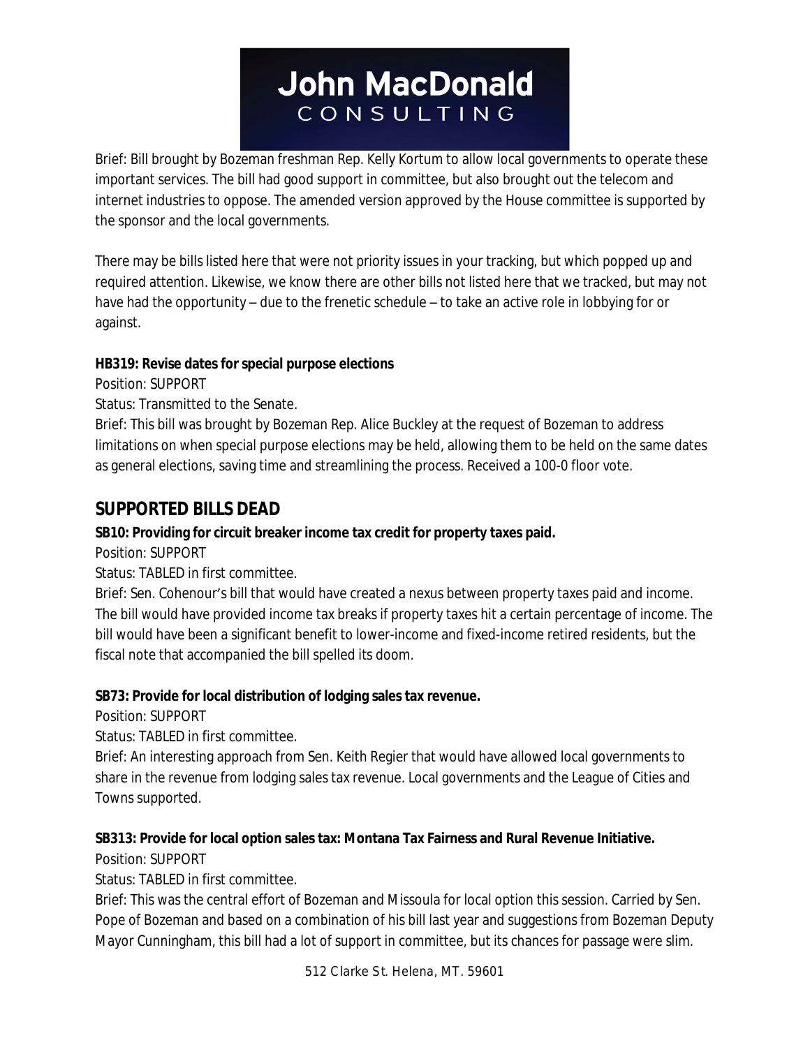Brief: Bill brought by Bozeman freshman Rep. Kelly Kortum to allow local governments to operate these important services. The bill had good support in committee, but also brought out the telecom and internet industries to oppose. The amended version approved by the House committee is supported by the sponsor and the local governments.

There may be bills listed here that were not priority issues in your tracking, but which popped up and required attention. Likewise, we know there are other bills not listed here that we tracked, but may not have had the opportunity – due to the frenetic schedule – to take an active role in lobbying for or against.

**HB319: Revise dates for special purpose elections**

Position: SUPPORT

Status: Transmitted to the Senate.

Brief: This bill was brought by Bozeman Rep. Alice Buckley at the request of Bozeman to address limitations on when special purpose elections may be held, allowing them to be held on the same dates as general elections, saving time and streamlining the process. Received a 100-0 floor vote.

## SUPPORTED BILLS DEAD

**SB10: Providing for circuit breaker income tax credit for property taxes paid.**

Position: SUPPORT

Status: TABLED in first committee.

Brief: Sen. Cohenour's bill that would have created a nexus between property taxes paid and income. The bill would have provided income tax breaks if property taxes hit a certain percentage of income. The bill would have been a significant benefit to lower-income and fixed-income retired residents, but the fiscal note that accompanied the bill spelled its doom.

**SB73: Provide for local distribution of lodging sales tax revenue.**

Position: SUPPORT

Status: TABLED in first committee.

Brief: An interesting approach from Sen. Keith Regier that would have allowed local governments to share in the revenue from lodging sales tax revenue. Local governments and the League of Cities and Towns supported.

**SB313: Provide for local option sales tax: Montana Tax Fairness and Rural Revenue Initiative.**

Position: SUPPORT

Status: TABLED in first committee.

Brief: This was the central effort of Bozeman and Missoula for local option this session. Carried by Sen. Pope of Bozeman and based on a combination of his bill last year and suggestions from Bozeman Deputy Mayor Cunningham, this bill had a lot of support in committee, but its chances for passage were slim.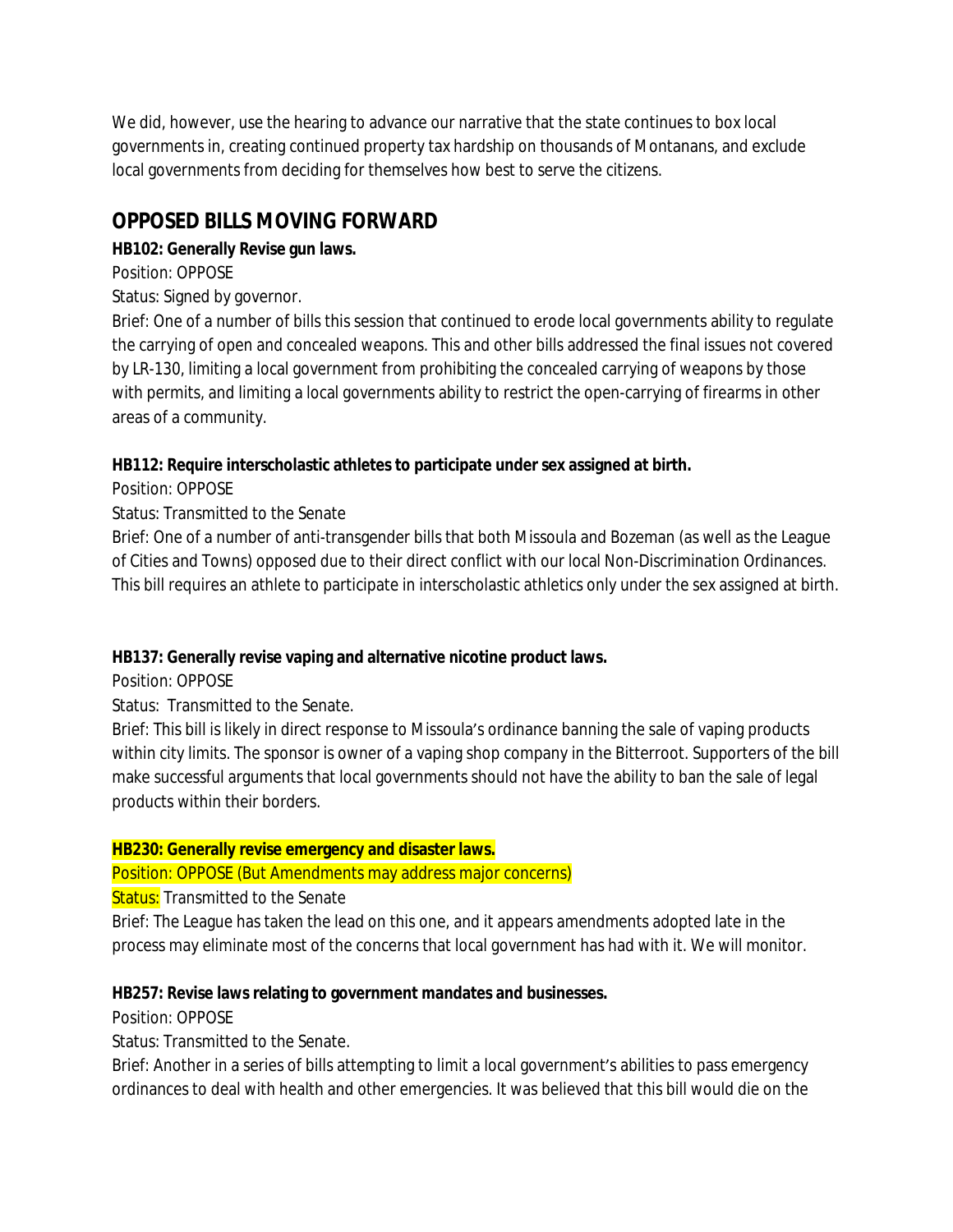We did, however, use the hearing to advance our narrative that the state continues to box local governments in, creating continued property tax hardship on thousands of Montanans, and exclude local governments from deciding for themselves how best to serve the citizens.

## OPPOSED BILLS MOVING FORWARD

**HB102: Generally Revise gun laws.**

Position: OPPOSE

Status: Signed by governor.

Brief: One of a number of bills this session that continued to erode local governments ability to regulate the carrying of open and concealed weapons. This and other bills addressed the final issues not covered by LR-130, limiting a local government from prohibiting the concealed carrying of weapons by those with permits, and limiting a local governments ability to restrict the open-carrying of firearms in other areas of a community.

**HB112: Require interscholastic athletes to participate under sex assigned at birth.**

Position: OPPOSE

Status: Transmitted to the Senate

Brief: One of a number of anti-transgender bills that both Missoula and Bozeman (as well as the League of Cities and Towns) opposed due to their direct conflict with our local Non-Discrimination Ordinances. This bill requires an athlete to participate in interscholastic athletics only under the sex assigned at birth.

**HB137: Generally revise vaping and alternative nicotine product laws.**

Position: OPPOSE

Status: Transmitted to the Senate.

Brief: This bill is likely in direct response to Missoula's ordinance banning the sale of vaping products within city limits. The sponsor is owner of a vaping shop company in the Bitterroot. Supporters of the bill make successful arguments that local governments should not have the ability to ban the sale of legal products within their borders.

**HB230: Generally revise emergency and disaster laws.**

Position: OPPOSE (But Amendments may address major concerns)

Status: Transmitted to the Senate

Brief: The League has taken the lead on this one, and it appears amendments adopted late in the process may eliminate most of the concerns that local government has had with it. We will monitor.

**HB257: Revise laws relating to government mandates and businesses.**

Position: OPPOSE

Status: Transmitted to the Senate.

Brief: Another in a series of bills attempting to limit a local government's abilities to pass emergency ordinances to deal with health and other emergencies. It was believed that this bill would die on the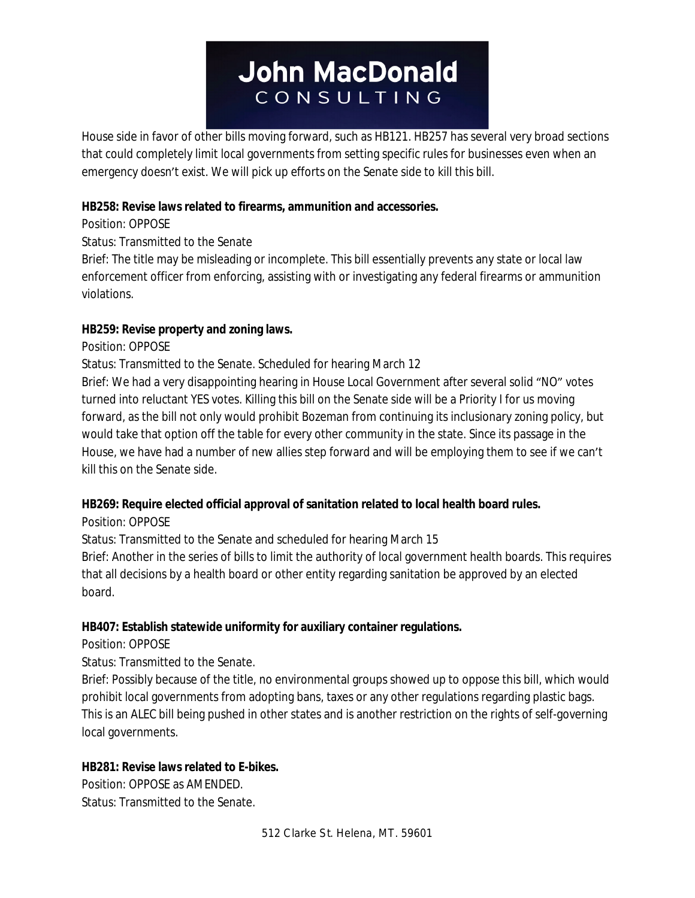House side in favor of other bills moving forward, such as HB121. HB257 has several very broad sections that could completely limit local governments from setting specific rules for businesses even when an emergency doesn't exist. We will pick up efforts on the Senate side to kill this bill.

**HB258: Revise laws related to firearms, ammunition and accessories.**

Position: OPPOSE

Status: Transmitted to the Senate

Brief: The title may be misleading or incomplete. This bill essentially prevents any state or local law enforcement officer from enforcing, assisting with or investigating any federal firearms or ammunition violations.

**HB259: Revise property and zoning laws.**

Position: OPPOSE

Status: Transmitted to the Senate. Scheduled for hearing March 12

Brief: We had a very disappointing hearing in House Local Government after several solid "NO" votes turned into reluctant YES votes. Killing this bill on the Senate side will be a Priority I for us moving forward, as the bill not only would prohibit Bozeman from continuing its inclusionary zoning policy, but would take that option off the table for every other community in the state. Since its passage in the House, we have had a number of new allies step forward and will be employing them to see if we can't kill this on the Senate side.

**HB269: Require elected official approval of sanitation related to local health board rules.**

Position: OPPOSE

Status: Transmitted to the Senate and scheduled for hearing March 15

Brief: Another in the series of bills to limit the authority of local government health boards. This requires that all decisions by a health board or other entity regarding sanitation be approved by an elected board.

**HB407: Establish statewide uniformity for auxiliary container regulations.**

Position: OPPOSE

Status: Transmitted to the Senate.

Brief: Possibly because of the title, no environmental groups showed up to oppose this bill, which would prohibit local governments from adopting bans, taxes or any other regulations regarding plastic bags. This is an ALEC bill being pushed in other states and is another restriction on the rights of self-governing local governments.

**HB281: Revise laws related to E-bikes.**

Position: OPPOSE as AMENDED.

Status: Transmitted to the Senate.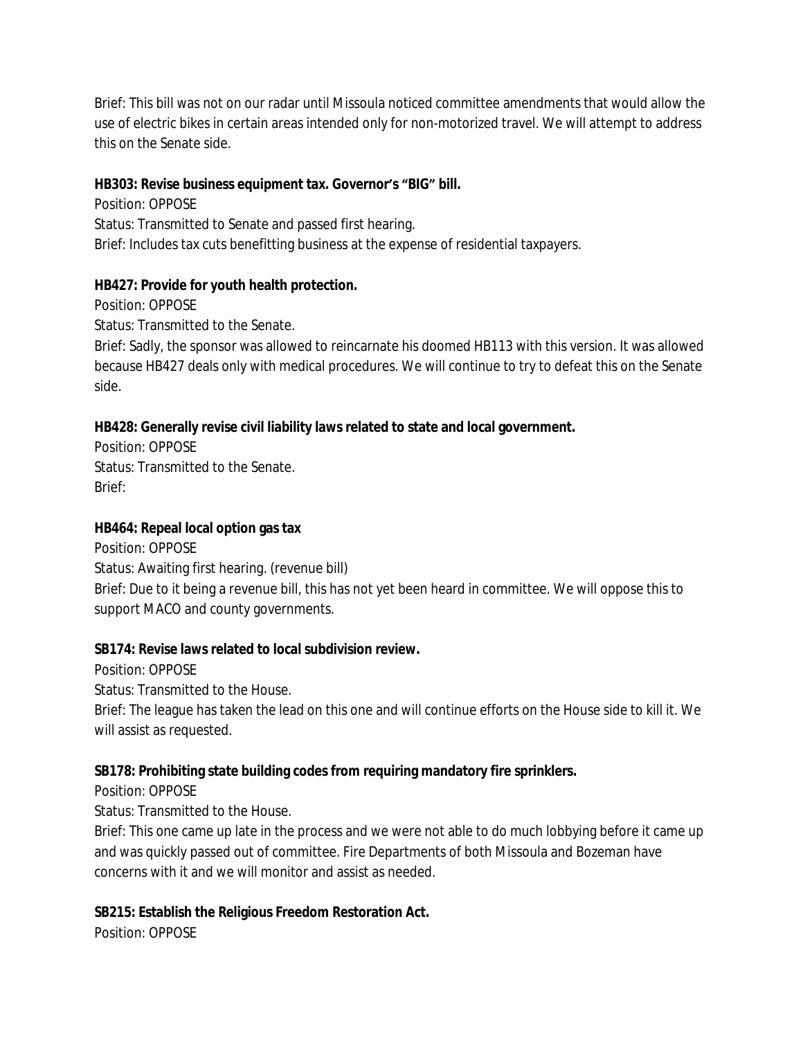Brief: This bill was not on our radar until Missoula noticed committee amendments that would allow the use of electric bikes in certain areas intended only for non-motorized travel. We will attempt to address this on the Senate side.

**HB303: Revise business equipment tax. Governor's "BIG" bill.**

Position: OPPOSE

Status: Transmitted to Senate and passed first hearing.

Brief: Includes tax cuts benefitting business at the expense of residential taxpayers.

**HB427: Provide for youth health protection.**

Position: OPPOSE

Status: Transmitted to the Senate.

Brief: Sadly, the sponsor was allowed to reincarnate his doomed HB113 with this version. It was allowed because HB427 deals only with medical procedures. We will continue to try to defeat this on the Senate side.

**HB428: Generally revise civil liability laws related to state and local government.**

Position: OPPOSE

Status: Transmitted to the Senate.

Brief:

**HB464: Repeal local option gas tax**

Position: OPPOSE

Status: Awaiting first hearing. (revenue bill)

Brief: Due to it being a revenue bill, this has not yet been heard in committee. We will oppose this to support MACO and county governments.

**SB174: Revise laws related to local subdivision review.**

Position: OPPOSE

Status: Transmitted to the House.

Brief: The league has taken the lead on this one and will continue efforts on the House side to kill it. We will assist as requested.

**SB178: Prohibiting state building codes from requiring mandatory fire sprinklers.**

Position: OPPOSE

Status: Transmitted to the House.

Brief: This one came up late in the process and we were not able to do much lobbying before it came up and was quickly passed out of committee. Fire Departments of both Missoula and Bozeman have concerns with it and we will monitor and assist as needed.

**SB215: Establish the Religious Freedom Restoration Act.**

Position: OPPOSE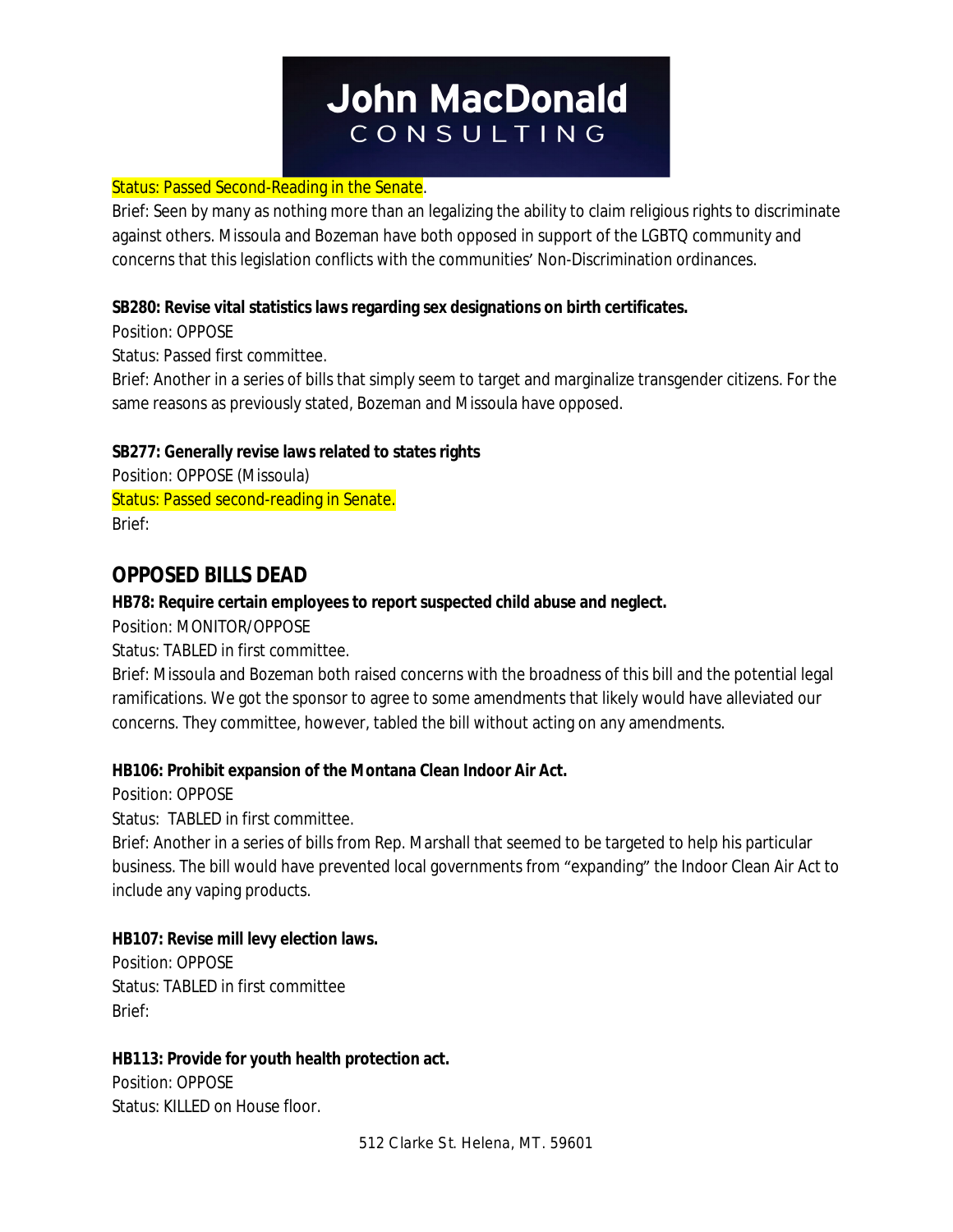Status: Passed Second-Reading in the Senate.

Brief: Seen by many as nothing more than an legalizing the ability to claim religious rights to discriminate against others. Missoula and Bozeman have both opposed in support of the LGBTQ community and concerns that this legislation conflicts with the communities' Non-Discrimination ordinances.

**SB280: Revise vital statistics laws regarding sex designations on birth certificates.**

Position: OPPOSE

Status: Passed first committee.

Brief: Another in a series of bills that simply seem to target and marginalize transgender citizens. For the same reasons as previously stated, Bozeman and Missoula have opposed.

**SB277: Generally revise laws related to states rights**

Position: OPPOSE (Missoula)

Status: Passed second-reading in Senate.

Brief:

## OPPOSED BILLS DEAD

**HB78: Require certain employees to report suspected child abuse and neglect.**

Position: MONITOR/OPPOSE

Status: TABLED in first committee.

Brief: Missoula and Bozeman both raised concerns with the broadness of this bill and the potential legal ramifications. We got the sponsor to agree to some amendments that likely would have alleviated our concerns. They committee, however, tabled the bill without acting on any amendments.

**HB106: Prohibit expansion of the Montana Clean Indoor Air Act.**

Position: OPPOSE

Status: TABLED in first committee.

Brief: Another in a series of bills from Rep. Marshall that seemed to be targeted to help his particular business. The bill would have prevented local governments from "expanding" the Indoor Clean Air Act to include any vaping products.

**HB107: Revise mill levy election laws.**

Position: OPPOSE

Status: TABLED in first committee

Brief:

**HB113: Provide for youth health protection act.**

Position: OPPOSE

Status: KILLED on House floor.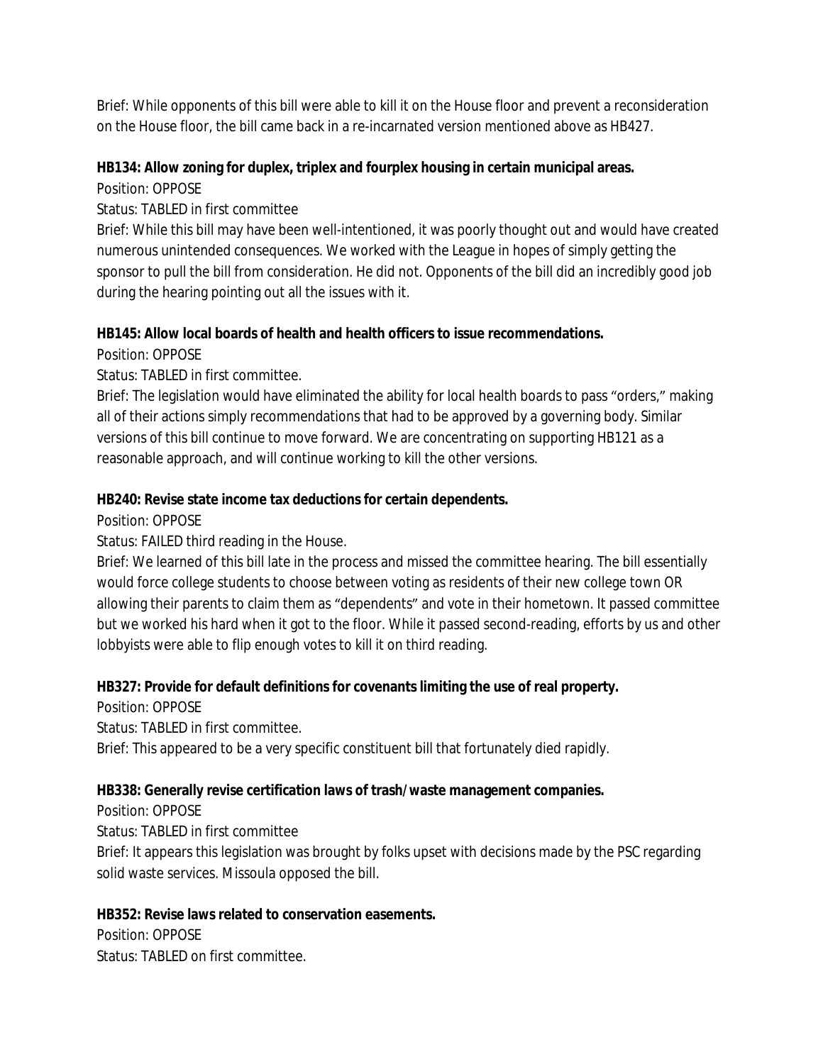Brief: While opponents of this bill were able to kill it on the House floor and prevent a reconsideration on the House floor, the bill came back in a re-incarnated version mentioned above as HB427.

**HB134: Allow zoning for duplex, triplex and fourplex housing in certain municipal areas.**

Position: OPPOSE

Status: TABLED in first committee

Brief: While this bill may have been well-intentioned, it was poorly thought out and would have created numerous unintended consequences. We worked with the League in hopes of simply getting the sponsor to pull the bill from consideration. He did not. Opponents of the bill did an incredibly good job during the hearing pointing out all the issues with it.

**HB145: Allow local boards of health and health officers to issue recommendations.**

Position: OPPOSE

Status: TABLED in first committee.

Brief: The legislation would have eliminated the ability for local health boards to pass "orders," making all of their actions simply recommendations that had to be approved by a governing body. Similar versions of this bill continue to move forward. We are concentrating on supporting HB121 as a reasonable approach, and will continue working to kill the other versions.

**HB240: Revise state income tax deductions for certain dependents.**

Position: OPPOSE

Status: FAILED third reading in the House.

Brief: We learned of this bill late in the process and missed the committee hearing. The bill essentially would force college students to choose between voting as residents of their new college town OR allowing their parents to claim them as "dependents" and vote in their hometown. It passed committee but we worked his hard when it got to the floor. While it passed second-reading, efforts by us and other lobbyists were able to flip enough votes to kill it on third reading.

**HB327: Provide for default definitions for covenants limiting the use of real property.**

Position: OPPOSE

Status: TABLED in first committee.

Brief: This appeared to be a very specific constituent bill that fortunately died rapidly.

**HB338: Generally revise certification laws of trash/waste management companies.**

Position: OPPOSE

Status: TABLED in first committee

Brief: It appears this legislation was brought by folks upset with decisions made by the PSC regarding solid waste services. Missoula opposed the bill.

**HB352: Revise laws related to conservation easements.**

Position: OPPOSE

Status: TABLED on first committee.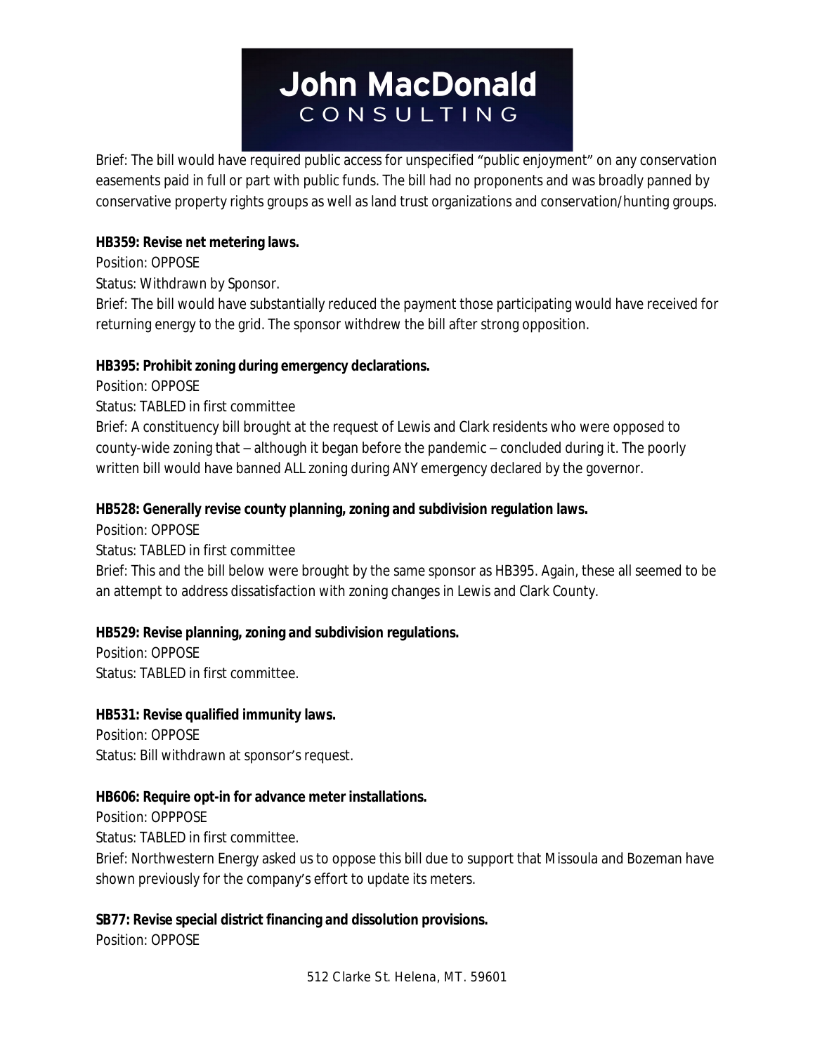Brief: The bill would have required public access for unspecified "public enjoyment" on any conservation easements paid in full or part with public funds. The bill had no proponents and was broadly panned by conservative property rights groups as well as land trust organizations and conservation/hunting groups.

**HB359: Revise net metering laws.**
Position: OPPOSE
Status: Withdrawn by Sponsor.
Brief: The bill would have substantially reduced the payment those participating would have received for returning energy to the grid. The sponsor withdrew the bill after strong opposition.

**HB395: Prohibit zoning during emergency declarations.**
Position: OPPOSE
Status: TABLED in first committee
Brief: A constituency bill brought at the request of Lewis and Clark residents who were opposed to county-wide zoning that – although it began before the pandemic – concluded during it. The poorly written bill would have banned ALL zoning during ANY emergency declared by the governor.

**HB528: Generally revise county planning, zoning and subdivision regulation laws.**
Position: OPPOSE
Status: TABLED in first committee
Brief: This and the bill below were brought by the same sponsor as HB395. Again, these all seemed to be an attempt to address dissatisfaction with zoning changes in Lewis and Clark County.

**HB529: Revise planning, zoning and subdivision regulations.**
Position: OPPOSE
Status: TABLED in first committee.

**HB531: Revise qualified immunity laws.**
Position: OPPOSE
Status: Bill withdrawn at sponsor's request.

**HB606: Require opt-in for advance meter installations.**
Position: OPPPOSE
Status: TABLED in first committee.
Brief: Northwestern Energy asked us to oppose this bill due to support that Missoula and Bozeman have shown previously for the company's effort to update its meters.

**SB77: Revise special district financing and dissolution provisions.**
Position: OPPOSE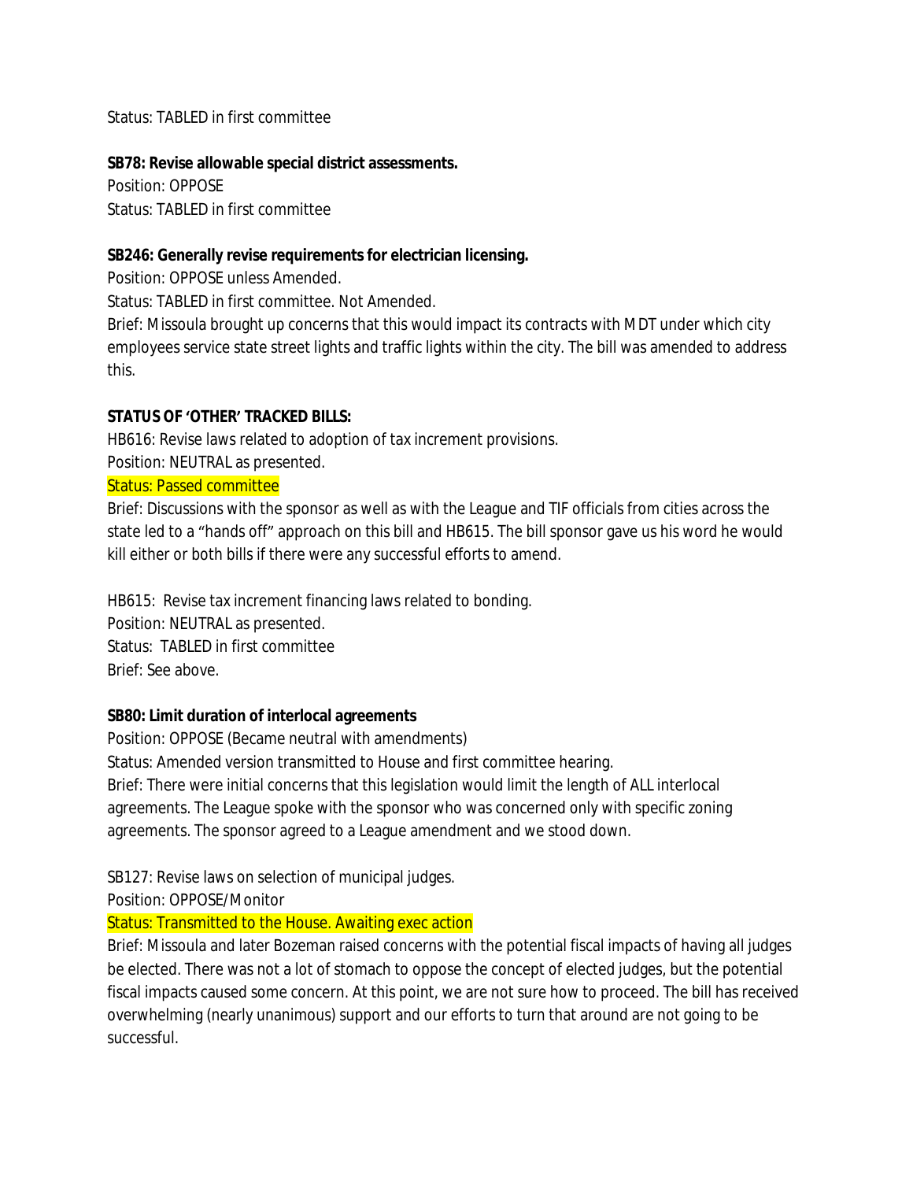Status: TABLED in first committee

**SB78: Revise allowable special district assessments.**
Position: OPPOSE
Status: TABLED in first committee

**SB246: Generally revise requirements for electrician licensing.**
Position: OPPOSE unless Amended.
Status: TABLED in first committee. Not Amended.
Brief: Missoula brought up concerns that this would impact its contracts with MDT under which city employees service state street lights and traffic lights within the city. The bill was amended to address this.

**STATUS OF 'OTHER' TRACKED BILLS:**
HB616: Revise laws related to adoption of tax increment provisions.
Position: NEUTRAL as presented.
Status: Passed committee
Brief: Discussions with the sponsor as well as with the League and TIF officials from cities across the state led to a "hands off" approach on this bill and HB615. The bill sponsor gave us his word he would kill either or both bills if there were any successful efforts to amend.

HB615: Revise tax increment financing laws related to bonding.
Position: NEUTRAL as presented.
Status: TABLED in first committee
Brief: See above.

**SB80: Limit duration of interlocal agreements**
Position: OPPOSE (Became neutral with amendments)
Status: Amended version transmitted to House and first committee hearing.
Brief: There were initial concerns that this legislation would limit the length of ALL interlocal agreements. The League spoke with the sponsor who was concerned only with specific zoning agreements. The sponsor agreed to a League amendment and we stood down.

SB127: Revise laws on selection of municipal judges.
Position: OPPOSE/Monitor
Status: Transmitted to the House. Awaiting exec action
Brief: Missoula and later Bozeman raised concerns with the potential fiscal impacts of having all judges be elected. There was not a lot of stomach to oppose the concept of elected judges, but the potential fiscal impacts caused some concern. At this point, we are not sure how to proceed. The bill has received overwhelming (nearly unanimous) support and our efforts to turn that around are not going to be successful.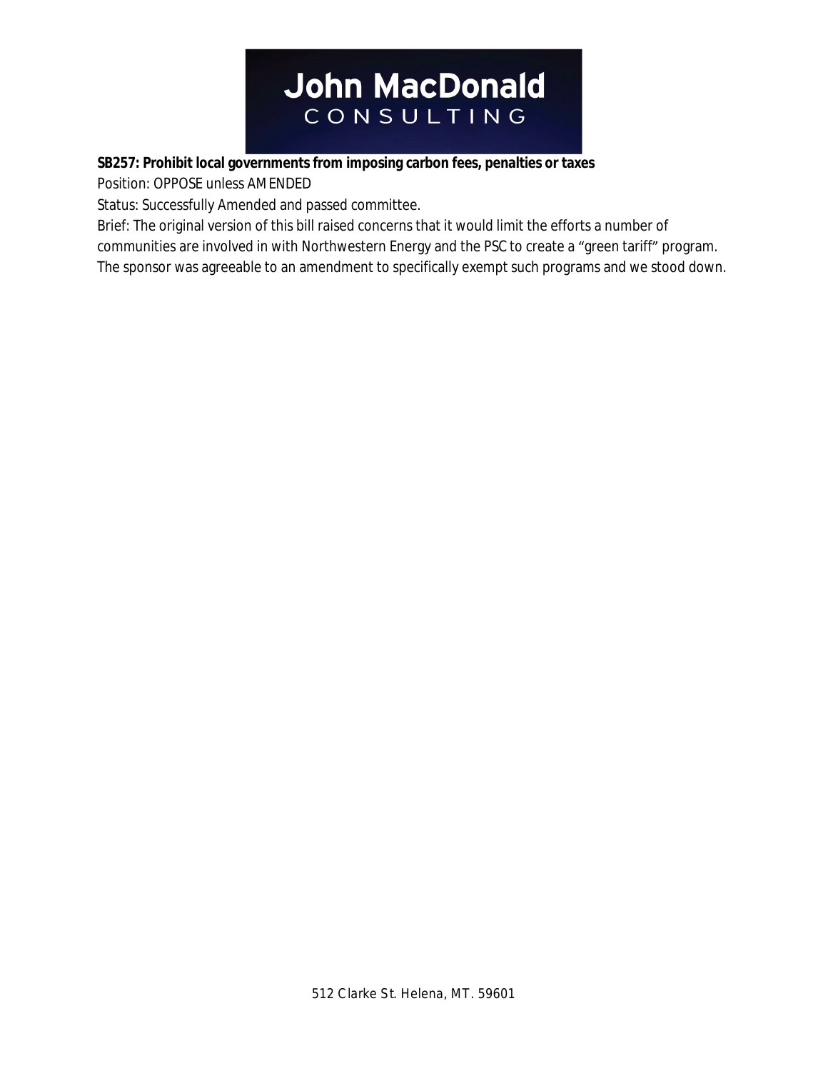# John MacDonald
## CONSULTING

**SB257: Prohibit local governments from imposing carbon fees, penalties or taxes**

Position: OPPOSE unless AMENDED

Status: Successfully Amended and passed committee.

Brief: The original version of this bill raised concerns that it would limit the efforts a number of communities are involved in with Northwestern Energy and the PSC to create a "green tariff" program. The sponsor was agreeable to an amendment to specifically exempt such programs and we stood down.

512 Clarke St. Helena, MT. 59601